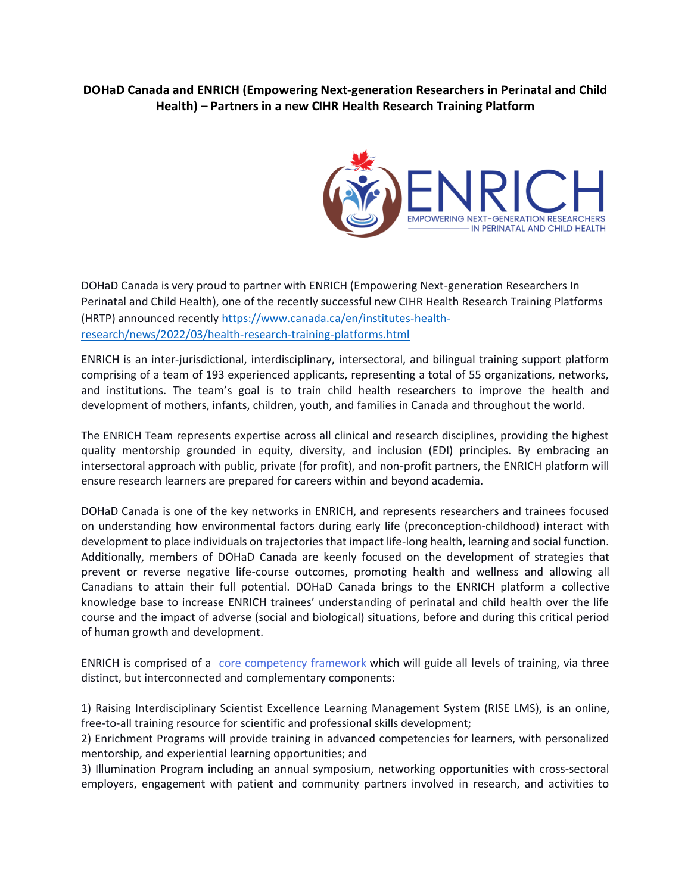**DOHaD Canada and ENRICH (Empowering Next-generation Researchers in Perinatal and Child Health) – Partners in a new CIHR Health Research Training Platform**

DOHaD Canada is very proud to partner with ENRICH (Empowering Next-generation Researchers In Perinatal and Child Health), one of the recently successful new CIHR Health Research Training Platforms (HRTP) announced recently [https://www.canada.ca/en/institutes-health-research/news/2022/03/health-research-training-platforms.html](https://www.canada.ca/en/institutes-health-research/news/2022/03/health-research-training-platforms.html)

ENRICH is an inter-jurisdictional, interdisciplinary, intersectoral, and bilingual training support platform comprising of a team of 193 experienced applicants, representing a total of 55 organizations, networks, and institutions. The team's goal is to train child health researchers to improve the health and development of mothers, infants, children, youth, and families in Canada and throughout the world.

The ENRICH Team represents expertise across all clinical and research disciplines, providing the highest quality mentorship grounded in equity, diversity, and inclusion (EDI) principles. By embracing an intersectoral approach with public, private (for profit), and non-profit partners, the ENRICH platform will ensure research learners are prepared for careers within and beyond academia.

DOHaD Canada is one of the key networks in ENRICH, and represents researchers and trainees focused on understanding how environmental factors during early life (preconception-childhood) interact with development to place individuals on trajectories that impact life-long health, learning and social function. Additionally, members of DOHaD Canada are keenly focused on the development of strategies that prevent or reverse negative life-course outcomes, promoting health and wellness and allowing all Canadians to attain their full potential. DOHaD Canada brings to the ENRICH platform a collective knowledge base to increase ENRICH trainees' understanding of perinatal and child health over the life course and the impact of adverse (social and biological) situations, before and during this critical period of human growth and development.

ENRICH is comprised of a core competency framework which will guide all levels of training, via three distinct, but interconnected and complementary components:

1) Raising Interdisciplinary Scientist Excellence Learning Management System (RISE LMS), is an online, free-to-all training resource for scientific and professional skills development;
2) Enrichment Programs will provide training in advanced competencies for learners, with personalized mentorship, and experiential learning opportunities; and
3) Illumination Program including an annual symposium, networking opportunities with cross-sectoral employers, engagement with patient and community partners involved in research, and activities to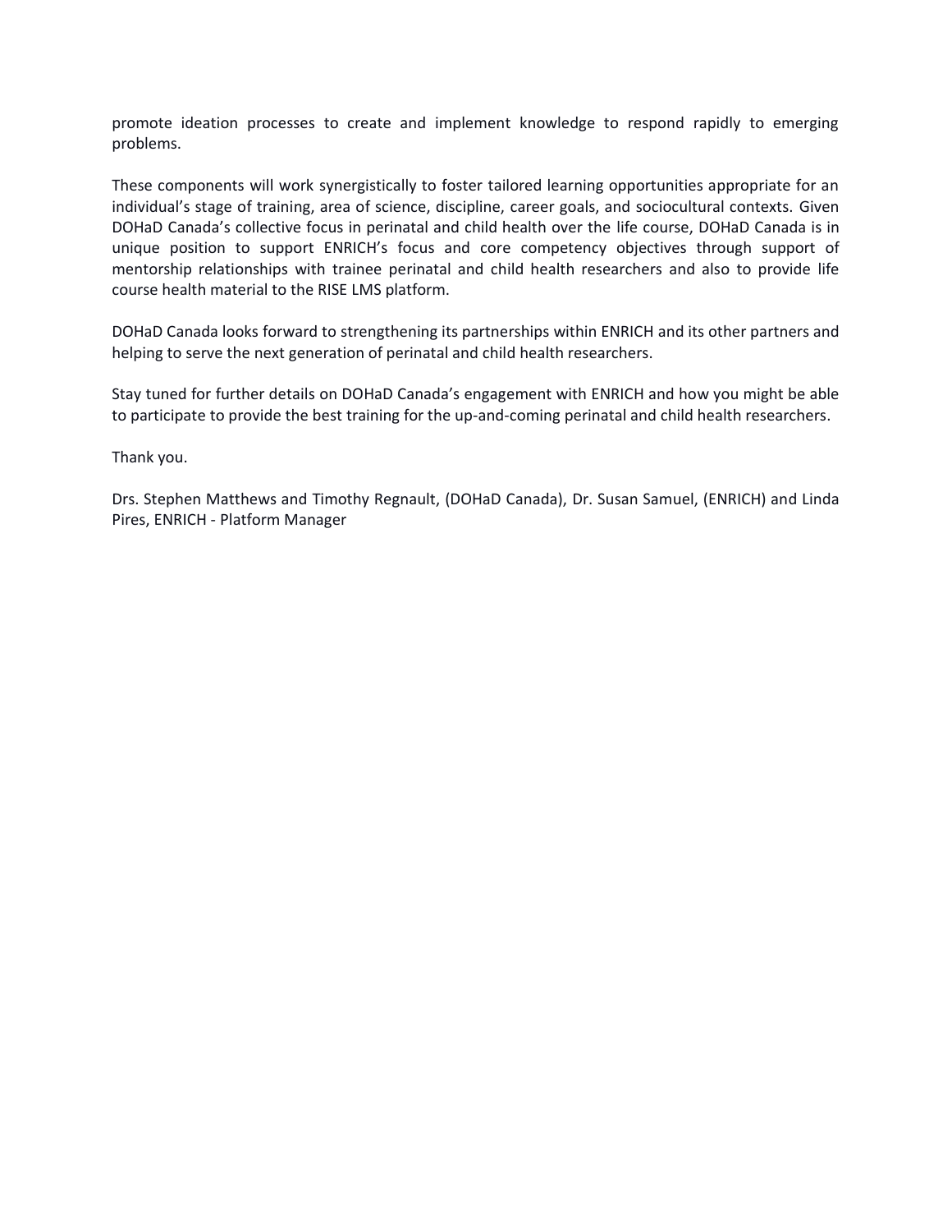promote ideation processes to create and implement knowledge to respond rapidly to emerging problems.

These components will work synergistically to foster tailored learning opportunities appropriate for an individual's stage of training, area of science, discipline, career goals, and sociocultural contexts. Given DOHaD Canada's collective focus in perinatal and child health over the life course, DOHaD Canada is in unique position to support ENRICH's focus and core competency objectives through support of mentorship relationships with trainee perinatal and child health researchers and also to provide life course health material to the RISE LMS platform.

DOHaD Canada looks forward to strengthening its partnerships within ENRICH and its other partners and helping to serve the next generation of perinatal and child health researchers.

Stay tuned for further details on DOHaD Canada's engagement with ENRICH and how you might be able to participate to provide the best training for the up-and-coming perinatal and child health researchers.

Thank you.

Drs. Stephen Matthews and Timothy Regnault, (DOHaD Canada), Dr. Susan Samuel, (ENRICH) and Linda Pires, ENRICH - Platform Manager